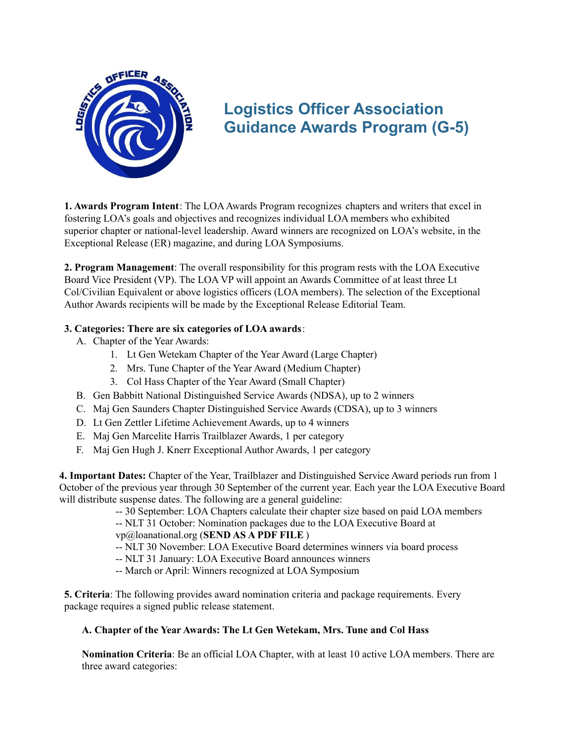# Logistics Officer Association Guidance Awards Program (G-5)

**1. Awards Program Intent**: The LOA Awards Program recognizes chapters and writers that excel in fostering LOA's goals and objectives and recognizes individual LOA members who exhibited superior chapter or national-level leadership. Award winners are recognized on LOA's website, in the Exceptional Release (ER) magazine, and during LOA Symposiums.

**2. Program Management**: The overall responsibility for this program rests with the LOA Executive Board Vice President (VP). The LOA VP will appoint an Awards Committee of at least three Lt Col/Civilian Equivalent or above logistics officers (LOA members). The selection of the Exceptional Author Awards recipients will be made by the Exceptional Release Editorial Team.

**3. Categories: There are six categories of LOA awards**:

A. Chapter of the Year Awards:
   1. Lt Gen Wetekam Chapter of the Year Award (Large Chapter)
   2. Mrs. Tune Chapter of the Year Award (Medium Chapter)
   3. Col Hass Chapter of the Year Award (Small Chapter)

B. Gen Babbitt National Distinguished Service Awards (NDSA), up to 2 winners

C. Maj Gen Saunders Chapter Distinguished Service Awards (CDSA), up to 3 winners

D. Lt Gen Zettler Lifetime Achievement Awards, up to 4 winners

E. Maj Gen Marcelite Harris Trailblazer Awards, 1 per category

F. Maj Gen Hugh J. Knerr Exceptional Author Awards, 1 per category

**4. Important Dates:** Chapter of the Year, Trailblazer and Distinguished Service Award periods run from 1 October of the previous year through 30 September of the current year. Each year the LOA Executive Board will distribute suspense dates. The following are a general guideline:

-- 30 September: LOA Chapters calculate their chapter size based on paid LOA members

-- NLT 31 October: Nomination packages due to the LOA Executive Board at vp@loanational.org (**SEND AS A PDF FILE** )

-- NLT 30 November: LOA Executive Board determines winners via board process

-- NLT 31 January: LOA Executive Board announces winners

-- March or April: Winners recognized at LOA Symposium

**5. Criteria**: The following provides award nomination criteria and package requirements. Every package requires a signed public release statement.

**A. Chapter of the Year Awards: The Lt Gen Wetekam, Mrs. Tune and Col Hass**

**Nomination Criteria**: Be an official LOA Chapter, with at least 10 active LOA members. There are three award categories: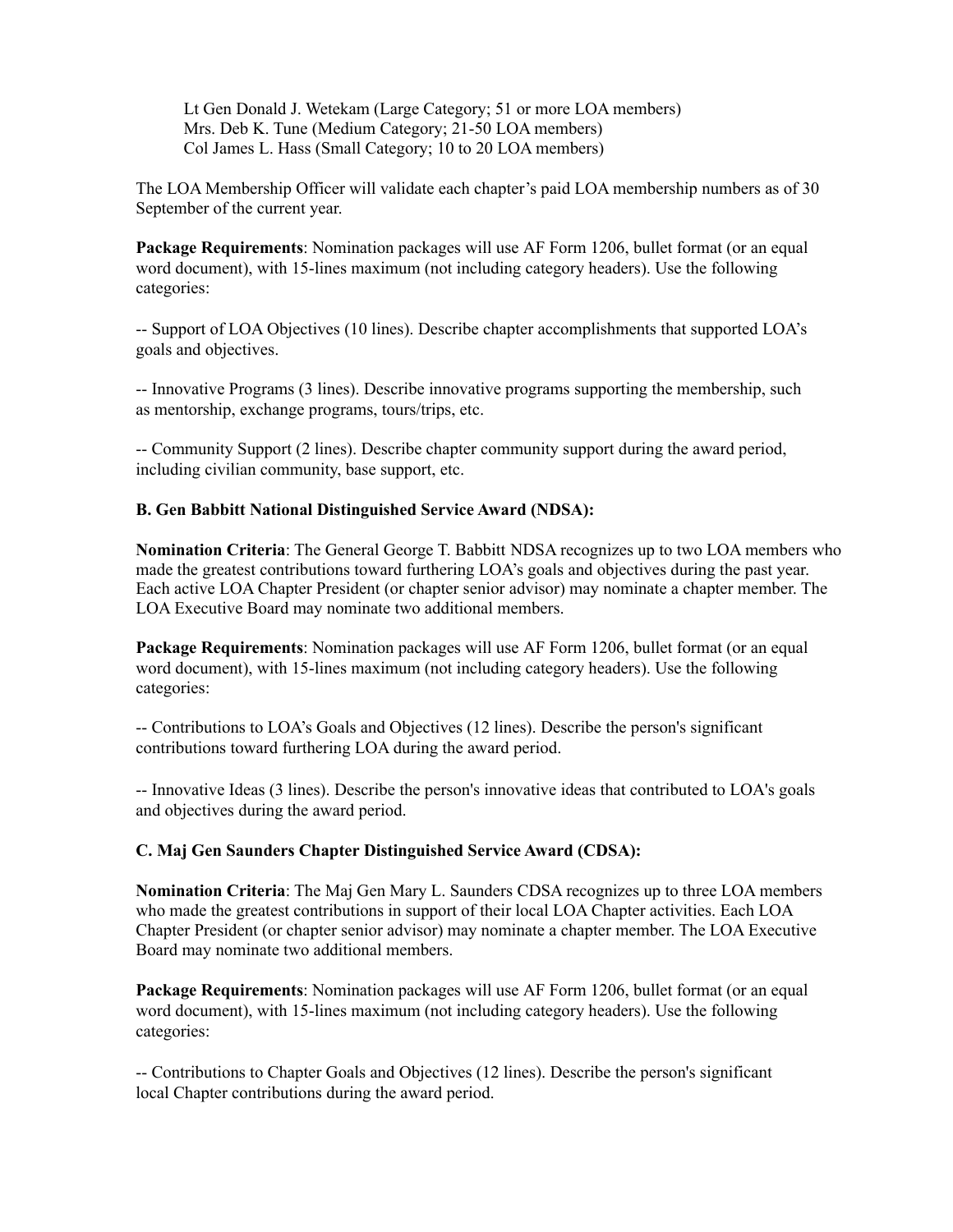Lt Gen Donald J. Wetekam (Large Category; 51 or more LOA members)
Mrs. Deb K. Tune (Medium Category; 21-50 LOA members)
Col James L. Hass (Small Category; 10 to 20 LOA members)

The LOA Membership Officer will validate each chapter's paid LOA membership numbers as of 30 September of the current year.

**Package Requirements**: Nomination packages will use AF Form 1206, bullet format (or an equal word document), with 15-lines maximum (not including category headers). Use the following categories:

-- Support of LOA Objectives (10 lines). Describe chapter accomplishments that supported LOA's goals and objectives.

-- Innovative Programs (3 lines). Describe innovative programs supporting the membership, such as mentorship, exchange programs, tours/trips, etc.

-- Community Support (2 lines). Describe chapter community support during the award period, including civilian community, base support, etc.

**B. Gen Babbitt National Distinguished Service Award (NDSA):**

**Nomination Criteria**: The General George T. Babbitt NDSA recognizes up to two LOA members who made the greatest contributions toward furthering LOA's goals and objectives during the past year. Each active LOA Chapter President (or chapter senior advisor) may nominate a chapter member. The LOA Executive Board may nominate two additional members.

**Package Requirements**: Nomination packages will use AF Form 1206, bullet format (or an equal word document), with 15-lines maximum (not including category headers). Use the following categories:

-- Contributions to LOA's Goals and Objectives (12 lines). Describe the person's significant contributions toward furthering LOA during the award period.

-- Innovative Ideas (3 lines). Describe the person's innovative ideas that contributed to LOA's goals and objectives during the award period.

**C. Maj Gen Saunders Chapter Distinguished Service Award (CDSA):**

**Nomination Criteria**: The Maj Gen Mary L. Saunders CDSA recognizes up to three LOA members who made the greatest contributions in support of their local LOA Chapter activities. Each LOA Chapter President (or chapter senior advisor) may nominate a chapter member. The LOA Executive Board may nominate two additional members.

**Package Requirements**: Nomination packages will use AF Form 1206, bullet format (or an equal word document), with 15-lines maximum (not including category headers). Use the following categories:

-- Contributions to Chapter Goals and Objectives (12 lines). Describe the person's significant local Chapter contributions during the award period.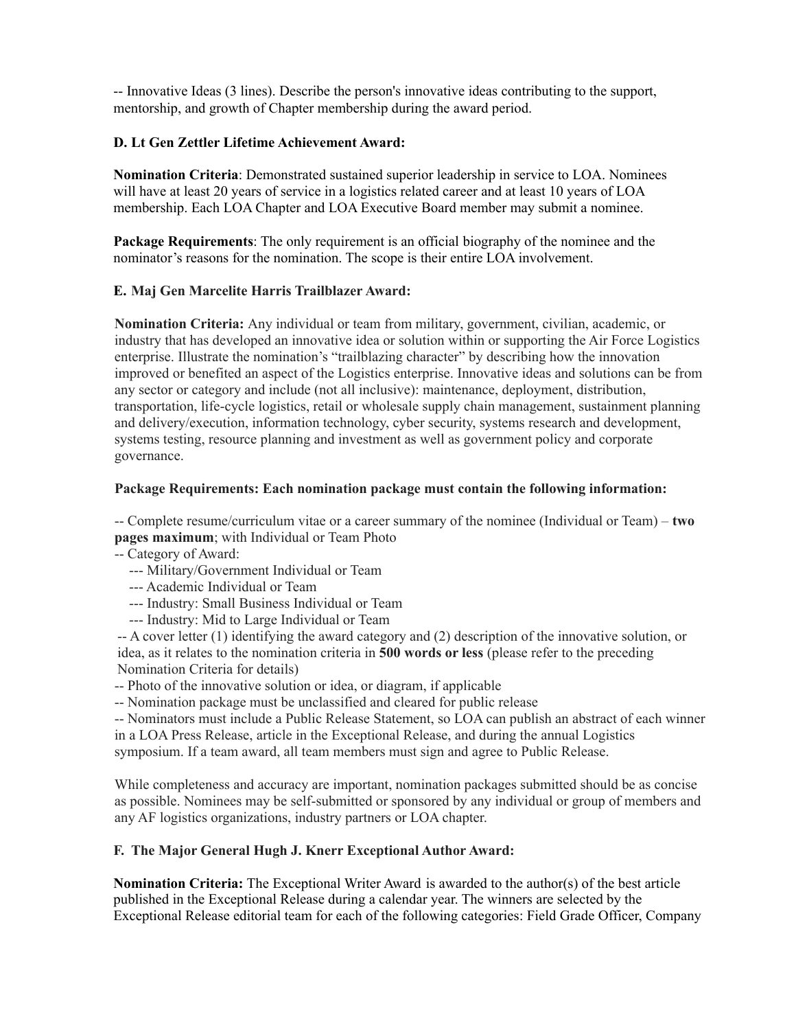-- Innovative Ideas (3 lines). Describe the person's innovative ideas contributing to the support, mentorship, and growth of Chapter membership during the award period.

**D. Lt Gen Zettler Lifetime Achievement Award:**

**Nomination Criteria**: Demonstrated sustained superior leadership in service to LOA. Nominees will have at least 20 years of service in a logistics related career and at least 10 years of LOA membership. Each LOA Chapter and LOA Executive Board member may submit a nominee.

**Package Requirements**: The only requirement is an official biography of the nominee and the nominator's reasons for the nomination. The scope is their entire LOA involvement.

**E. Maj Gen Marcelite Harris Trailblazer Award:**

**Nomination Criteria:** Any individual or team from military, government, civilian, academic, or industry that has developed an innovative idea or solution within or supporting the Air Force Logistics enterprise. Illustrate the nomination's "trailblazing character" by describing how the innovation improved or benefited an aspect of the Logistics enterprise. Innovative ideas and solutions can be from any sector or category and include (not all inclusive): maintenance, deployment, distribution, transportation, life-cycle logistics, retail or wholesale supply chain management, sustainment planning and delivery/execution, information technology, cyber security, systems research and development, systems testing, resource planning and investment as well as government policy and corporate governance.

**Package Requirements: Each nomination package must contain the following information:**

-- Complete resume/curriculum vitae or a career summary of the nominee (Individual or Team) – **two pages maximum**; with Individual or Team Photo

-- Category of Award:

--- Military/Government Individual or Team

--- Academic Individual or Team

--- Industry: Small Business Individual or Team

--- Industry: Mid to Large Individual or Team

-- A cover letter (1) identifying the award category and (2) description of the innovative solution, or idea, as it relates to the nomination criteria in **500 words or less** (please refer to the preceding Nomination Criteria for details)

-- Photo of the innovative solution or idea, or diagram, if applicable

-- Nomination package must be unclassified and cleared for public release

-- Nominators must include a Public Release Statement, so LOA can publish an abstract of each winner in a LOA Press Release, article in the Exceptional Release, and during the annual Logistics symposium. If a team award, all team members must sign and agree to Public Release.

While completeness and accuracy are important, nomination packages submitted should be as concise as possible. Nominees may be self-submitted or sponsored by any individual or group of members and any AF logistics organizations, industry partners or LOA chapter.

**F. The Major General Hugh J. Knerr Exceptional Author Award:**

**Nomination Criteria:** The Exceptional Writer Award is awarded to the author(s) of the best article published in the Exceptional Release during a calendar year. The winners are selected by the Exceptional Release editorial team for each of the following categories: Field Grade Officer, Company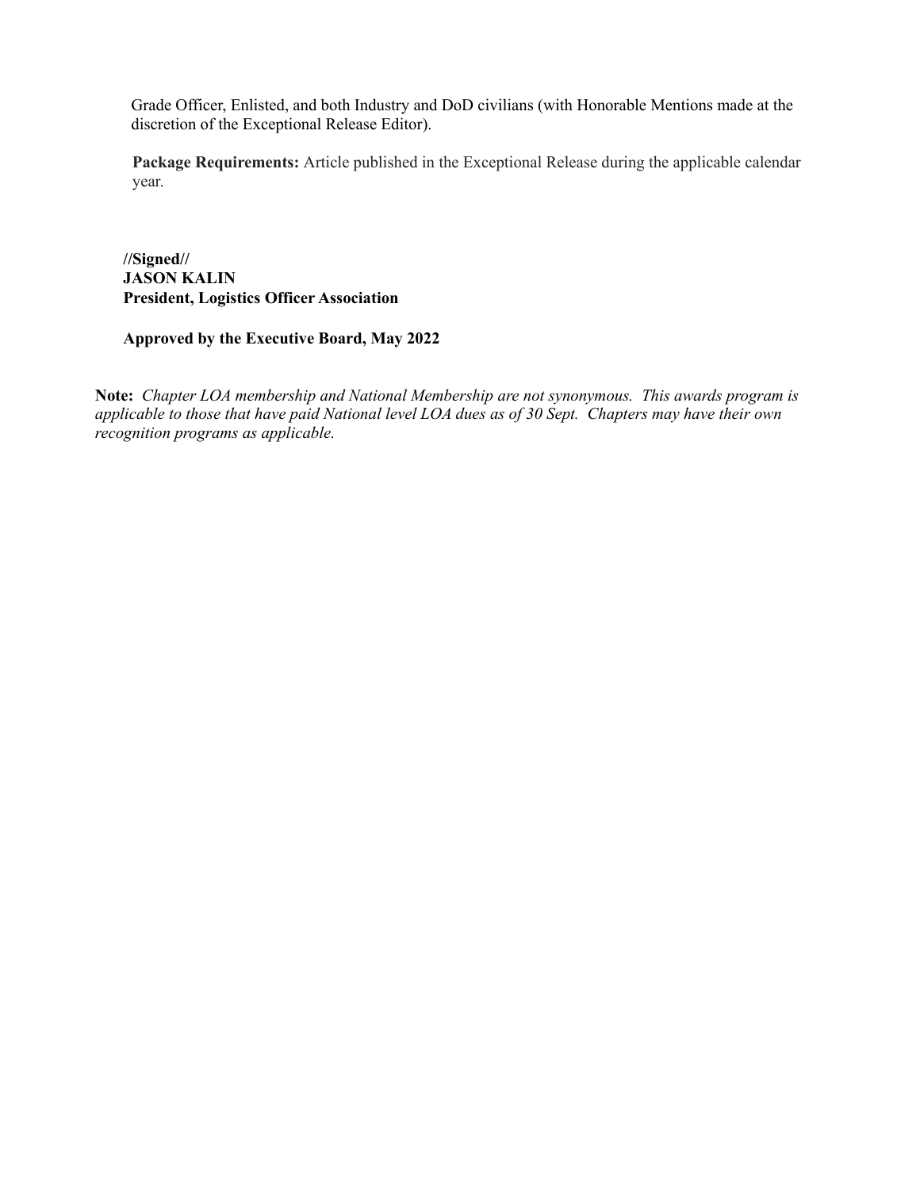Grade Officer, Enlisted, and both Industry and DoD civilians (with Honorable Mentions made at the discretion of the Exceptional Release Editor).

**Package Requirements:** Article published in the Exceptional Release during the applicable calendar year.

**//Signed//**
**JASON KALIN**
**President, Logistics Officer Association**

**Approved by the Executive Board, May 2022**

**Note:** *Chapter LOA membership and National Membership are not synonymous. This awards program is applicable to those that have paid National level LOA dues as of 30 Sept. Chapters may have their own recognition programs as applicable.*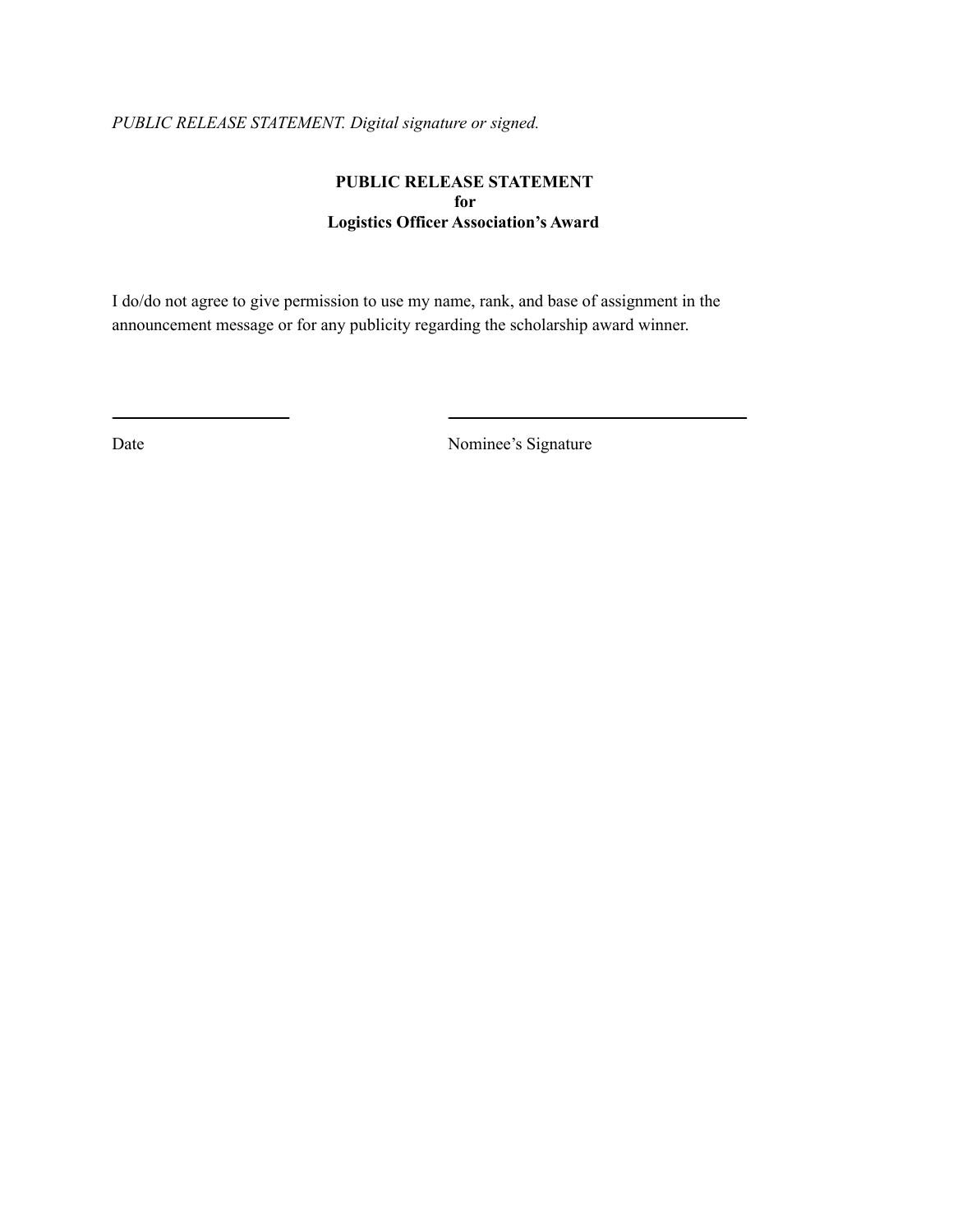*PUBLIC RELEASE STATEMENT. Digital signature or signed.*

**PUBLIC RELEASE STATEMENT**
**for**
**Logistics Officer Association's Award**

I do/do not agree to give permission to use my name, rank, and base of assignment in the announcement message or for any publicity regarding the scholarship award winner.

\_\_\_\_\_\_\_\_\_\_\_\_\_\_\_\_\_\_\_\_ \_\_\_\_\_\_\_\_\_\_\_\_\_\_\_\_\_\_\_\_\_\_\_\_\_\_\_\_\_\_\_\_\_\_\_

Date Nominee's Signature